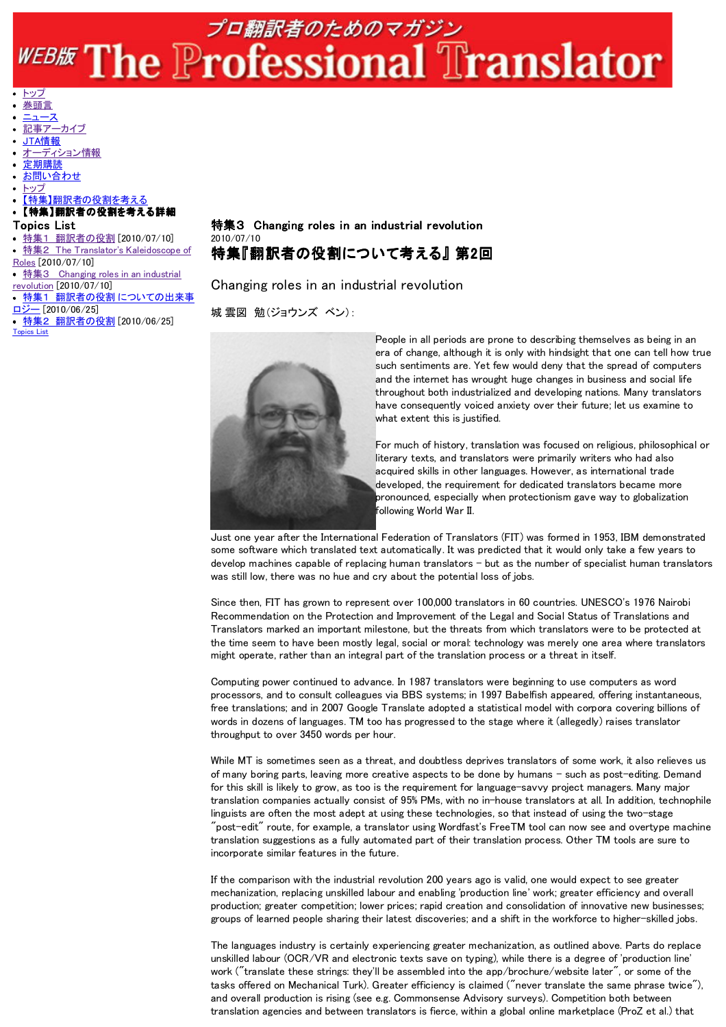- トップ
- 巻頭言
- ニュース
- 記事アーカイブ
- JTA情報
- オーディション情報
- 定期購読
- お問い合わせ
- トップ
- 【特集】翻訳者の役割を考える
- **【特集】翻訳者の役割を考える詳細**

**Topics List**

- 特集1　翻訳者の役割 [2010/07/10]
- 特集2　The Translator's Kaleidoscope of Roles [2010/07/10]
- 特集3　Changing roles in an industrial revolution [2010/07/10]
- 特集1　翻訳者の役割についての出来事ロジー [2010/06/25]
- 特集2　翻訳者の役割 [2010/06/25]

Topics List

**特集3　Changing roles in an industrial revolution**

2010/07/10

# 特集『翻訳者の役割について考える』第2回

## Changing roles in an industrial revolution

城 雲図　勉（ジョウンズ　ベン）:

People in all periods are prone to describing themselves as being in an era of change, although it is only with hindsight that one can tell how true such sentiments are. Yet few would deny that the spread of computers and the internet has wrought huge changes in business and social life throughout both industrialized and developing nations. Many translators have consequently voiced anxiety over their future; let us examine to what extent this is justified.

For much of history, translation was focused on religious, philosophical or literary texts, and translators were primarily writers who had also acquired skills in other languages. However, as international trade developed, the requirement for dedicated translators became more pronounced, especially when protectionism gave way to globalization following World War II.

Just one year after the International Federation of Translators (FIT) was formed in 1953, IBM demonstrated some software which translated text automatically. It was predicted that it would only take a few years to develop machines capable of replacing human translators – but as the number of specialist human translators was still low, there was no hue and cry about the potential loss of jobs.

Since then, FIT has grown to represent over 100,000 translators in 60 countries. UNESCO's 1976 Nairobi Recommendation on the Protection and Improvement of the Legal and Social Status of Translations and Translators marked an important milestone, but the threats from which translators were to be protected at the time seem to have been mostly legal, social or moral: technology was merely one area where translators might operate, rather than an integral part of the translation process or a threat in itself.

Computing power continued to advance. In 1987 translators were beginning to use computers as word processors, and to consult colleagues via BBS systems; in 1997 Babelfish appeared, offering instantaneous, free translations; and in 2007 Google Translate adopted a statistical model with corpora covering billions of words in dozens of languages. TM too has progressed to the stage where it (allegedly) raises translator throughput to over 3450 words per hour.

While MT is sometimes seen as a threat, and doubtless deprives translators of some work, it also relieves us of many boring parts, leaving more creative aspects to be done by humans – such as post-editing. Demand for this skill is likely to grow, as too is the requirement for language-savvy project managers. Many major translation companies actually consist of 95% PMs, with no in-house translators at all. In addition, technophile linguists are often the most adept at using these technologies, so that instead of using the two-stage "post-edit" route, for example, a translator using Wordfast's FreeTM tool can now see and overtype machine translation suggestions as a fully automated part of their translation process. Other TM tools are sure to incorporate similar features in the future.

If the comparison with the industrial revolution 200 years ago is valid, one would expect to see greater mechanization, replacing unskilled labour and enabling 'production line' work; greater efficiency and overall production; greater competition; lower prices; rapid creation and consolidation of innovative new businesses; groups of learned people sharing their latest discoveries; and a shift in the workforce to higher-skilled jobs.

The languages industry is certainly experiencing greater mechanization, as outlined above. Parts do replace unskilled labour (OCR/VR and electronic texts save on typing), while there is a degree of 'production line' work ("translate these strings: they'll be assembled into the app/brochure/website later", or some of the tasks offered on Mechanical Turk). Greater efficiency is claimed ("never translate the same phrase twice"), and overall production is rising (see e.g. Commonsense Advisory surveys). Competition both between translation agencies and between translators is fierce, within a global online marketplace (ProZ et al.) that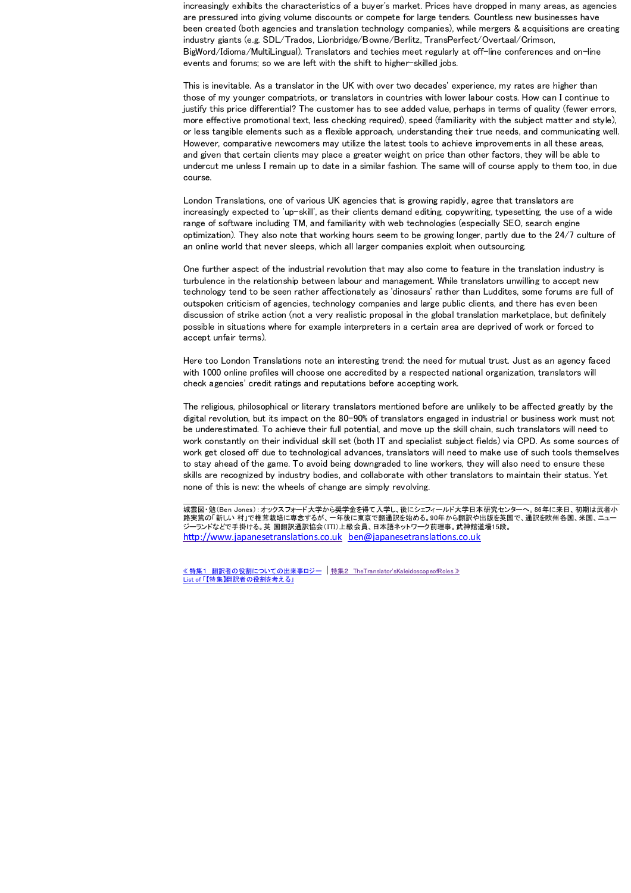increasingly exhibits the characteristics of a buyer's market. Prices have dropped in many areas, as agencies are pressured into giving volume discounts or compete for large tenders. Countless new businesses have been created (both agencies and translation technology companies), while mergers & acquisitions are creating industry giants (e.g. SDL/Trados, Lionbridge/Bowne/Berlitz, TransPerfect/Overtaal/Crimson, BigWord/Idioma/MultiLingual). Translators and techies meet regularly at off-line conferences and on-line events and forums; so we are left with the shift to higher-skilled jobs.

This is inevitable. As a translator in the UK with over two decades' experience, my rates are higher than those of my younger compatriots, or translators in countries with lower labour costs. How can I continue to justify this price differential? The customer has to see added value, perhaps in terms of quality (fewer errors, more effective promotional text, less checking required), speed (familiarity with the subject matter and style), or less tangible elements such as a flexible approach, understanding their true needs, and communicating well. However, comparative newcomers may utilize the latest tools to achieve improvements in all these areas, and given that certain clients may place a greater weight on price than other factors, they will be able to undercut me unless I remain up to date in a similar fashion. The same will of course apply to them too, in due course.

London Translations, one of various UK agencies that is growing rapidly, agree that translators are increasingly expected to 'up-skill', as their clients demand editing, copywriting, typesetting, the use of a wide range of software including TM, and familiarity with web technologies (especially SEO, search engine optimization). They also note that working hours seem to be growing longer, partly due to the 24/7 culture of an online world that never sleeps, which all larger companies exploit when outsourcing.

One further aspect of the industrial revolution that may also come to feature in the translation industry is turbulence in the relationship between labour and management. While translators unwilling to accept new technology tend to be seen rather affectionately as 'dinosaurs' rather than Luddites, some forums are full of outspoken criticism of agencies, technology companies and large public clients, and there has even been discussion of strike action (not a very realistic proposal in the global translation marketplace, but definitely possible in situations where for example interpreters in a certain area are deprived of work or forced to accept unfair terms).

Here too London Translations note an interesting trend: the need for mutual trust. Just as an agency faced with 1000 online profiles will choose one accredited by a respected national organization, translators will check agencies' credit ratings and reputations before accepting work.

The religious, philosophical or literary translators mentioned before are unlikely to be affected greatly by the digital revolution, but its impact on the 80-90% of translators engaged in industrial or business work must not be underestimated. To achieve their full potential, and move up the skill chain, such translators will need to work constantly on their individual skill set (both IT and specialist subject fields) via CPD. As some sources of work get closed off due to technological advances, translators will need to make use of such tools themselves to stay ahead of the game. To avoid being downgraded to line workers, they will also need to ensure these skills are recognized by industry bodies, and collaborate with other translators to maintain their status. Yet none of this is new: the wheels of change are simply revolving.

---

城雲図・勉(Ben Jones):オックスフォード大学から奨学金を得て入学し、後にシェフィールド大学日本研究センターへ。86年に来日、初期は武者小路実篤の「新しい村」で椎茸栽培に専念するが、一年後に東京で翻通訳を始める。90年から翻訳や出版を英国で、通訳を欧州各国、米国、ニュージーランドなどで手掛ける。英 国翻訳通訳協会(ITI)上級会員、日本語ネットワーク前理事。武神館道場15段。
http://www.japanesetranslations.co.uk ben@japanesetranslations.co.uk

≪ 特集1 翻訳者の役割についての出来事ロジー | 特集2 TheTranslator'sKaleidoscopeofRoles ≫
List of「【特集】翻訳者の役割を考える」